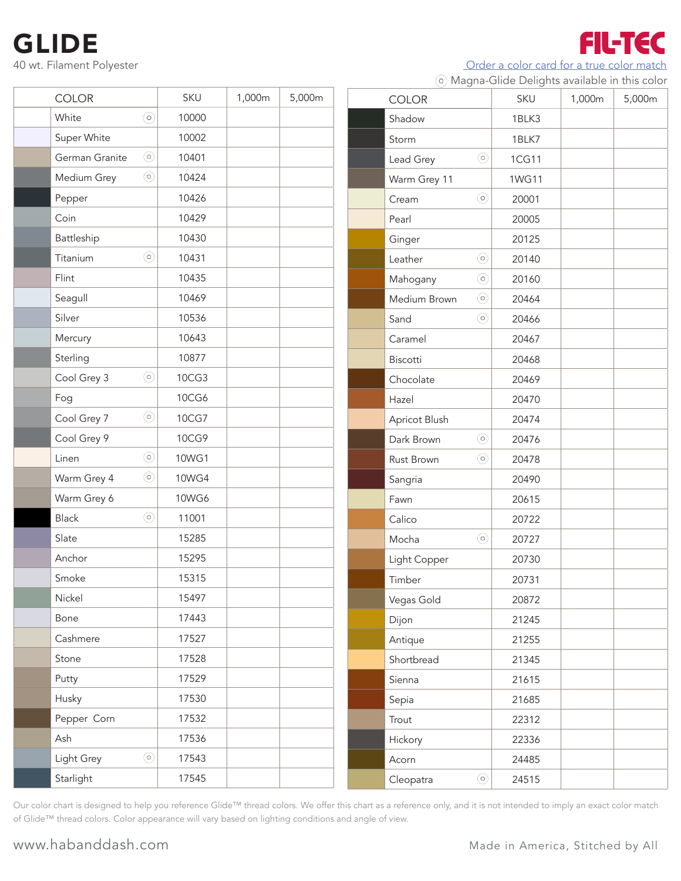# GLIDE

40 wt. Filament Polyester

FIL-TEC

Order a color card for a true color match

◎ Magna-Glide Delights available in this color

| COLOR | SKU | 1,000m | 5,000m |
|---|---|---|---|
| White ◎ | 10000 | | |
| Super White | 10002 | | |
| German Granite ◎ | 10401 | | |
| Medium Grey ◎ | 10424 | | |
| Pepper | 10426 | | |
| Coin | 10429 | | |
| Battleship | 10430 | | |
| Titanium ◎ | 10431 | | |
| Flint | 10435 | | |
| Seagull | 10469 | | |
| Silver | 10536 | | |
| Mercury | 10643 | | |
| Sterling | 10877 | | |
| Cool Grey 3 ◎ | 10CG3 | | |
| Fog | 10CG6 | | |
| Cool Grey 7 ◎ | 10CG7 | | |
| Cool Grey 9 | 10CG9 | | |
| Linen ◎ | 10WG1 | | |
| Warm Grey 4 ◎ | 10WG4 | | |
| Warm Grey 6 | 10WG6 | | |
| Black ◎ | 11001 | | |
| Slate | 15285 | | |
| Anchor | 15295 | | |
| Smoke | 15315 | | |
| Nickel | 15497 | | |
| Bone | 17443 | | |
| Cashmere | 17527 | | |
| Stone | 17528 | | |
| Putty | 17529 | | |
| Husky | 17530 | | |
| Pepper Corn | 17532 | | |
| Ash | 17536 | | |
| Light Grey ◎ | 17543 | | |
| Starlight | 17545 | | |

| COLOR | SKU | 1,000m | 5,000m |
|---|---|---|---|
| Shadow | 1BLK3 | | |
| Storm | 1BLK7 | | |
| Lead Grey ◎ | 1CG11 | | |
| Warm Grey 11 | 1WG11 | | |
| Cream ◎ | 20001 | | |
| Pearl | 20005 | | |
| Ginger | 20125 | | |
| Leather ◎ | 20140 | | |
| Mahogany ◎ | 20160 | | |
| Medium Brown ◎ | 20464 | | |
| Sand ◎ | 20466 | | |
| Caramel | 20467 | | |
| Biscotti | 20468 | | |
| Chocolate | 20469 | | |
| Hazel | 20470 | | |
| Apricot Blush | 20474 | | |
| Dark Brown ◎ | 20476 | | |
| Rust Brown ◎ | 20478 | | |
| Sangria | 20490 | | |
| Fawn | 20615 | | |
| Calico | 20722 | | |
| Mocha ◎ | 20727 | | |
| Light Copper | 20730 | | |
| Timber | 20731 | | |
| Vegas Gold | 20872 | | |
| Dijon | 21245 | | |
| Antique | 21255 | | |
| Shortbread | 21345 | | |
| Sienna | 21615 | | |
| Sepia | 21685 | | |
| Trout | 22312 | | |
| Hickory | 22336 | | |
| Acorn | 24485 | | |
| Cleopatra ◎ | 24515 | | |

Our color chart is designed to help you reference Glide™ thread colors. We offer this chart as a reference only, and it is not intended to imply an exact color match of Glide™ thread colors. Color appearance will vary based on lighting conditions and angle of view.

www.habanddash.com

Made in America, Stitched by All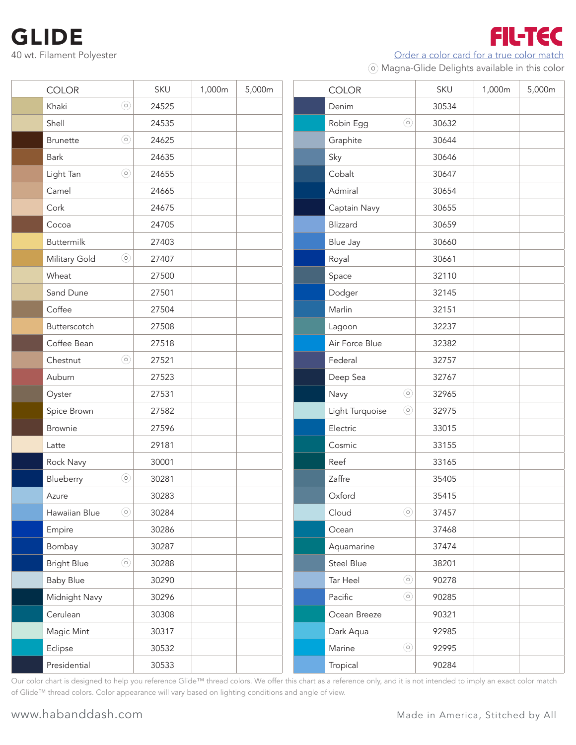# GLIDE

40 wt. Filament Polyester

FIL-TEC

Order a color card for a true color match

⦾ Magna-Glide Delights available in this color

| COLOR | SKU | 1,000m | 5,000m |
|---|---|---|---|
| Khaki ⦾ | 24525 | | |
| Shell | 24535 | | |
| Brunette ⦾ | 24625 | | |
| Bark | 24635 | | |
| Light Tan ⦾ | 24655 | | |
| Camel | 24665 | | |
| Cork | 24675 | | |
| Cocoa | 24705 | | |
| Buttermilk | 27403 | | |
| Military Gold ⦾ | 27407 | | |
| Wheat | 27500 | | |
| Sand Dune | 27501 | | |
| Coffee | 27504 | | |
| Butterscotch | 27508 | | |
| Coffee Bean | 27518 | | |
| Chestnut ⦾ | 27521 | | |
| Auburn | 27523 | | |
| Oyster | 27531 | | |
| Spice Brown | 27582 | | |
| Brownie | 27596 | | |
| Latte | 29181 | | |
| Rock Navy | 30001 | | |
| Blueberry ⦾ | 30281 | | |
| Azure | 30283 | | |
| Hawaiian Blue ⦾ | 30284 | | |
| Empire | 30286 | | |
| Bombay | 30287 | | |
| Bright Blue ⦾ | 30288 | | |
| Baby Blue | 30290 | | |
| Midnight Navy | 30296 | | |
| Cerulean | 30308 | | |
| Magic Mint | 30317 | | |
| Eclipse | 30532 | | |
| Presidential | 30533 | | |

| COLOR | SKU | 1,000m | 5,000m |
|---|---|---|---|
| Denim | 30534 | | |
| Robin Egg ⦾ | 30632 | | |
| Graphite | 30644 | | |
| Sky | 30646 | | |
| Cobalt | 30647 | | |
| Admiral | 30654 | | |
| Captain Navy | 30655 | | |
| Blizzard | 30659 | | |
| Blue Jay | 30660 | | |
| Royal | 30661 | | |
| Space | 32110 | | |
| Dodger | 32145 | | |
| Marlin | 32151 | | |
| Lagoon | 32237 | | |
| Air Force Blue | 32382 | | |
| Federal | 32757 | | |
| Deep Sea | 32767 | | |
| Navy ⦾ | 32965 | | |
| Light Turquoise ⦾ | 32975 | | |
| Electric | 33015 | | |
| Cosmic | 33155 | | |
| Reef | 33165 | | |
| Zaffre | 35405 | | |
| Oxford | 35415 | | |
| Cloud ⦾ | 37457 | | |
| Ocean | 37468 | | |
| Aquamarine | 37474 | | |
| Steel Blue | 38201 | | |
| Tar Heel ⦾ | 90278 | | |
| Pacific ⦾ | 90285 | | |
| Ocean Breeze | 90321 | | |
| Dark Aqua | 92985 | | |
| Marine ⦾ | 92995 | | |
| Tropical | 90284 | | |

Our color chart is designed to help you reference Glide™ thread colors. We offer this chart as a reference only, and it is not intended to imply an exact color match of Glide™ thread colors. Color appearance will vary based on lighting conditions and angle of view.

www.habanddash.com

Made in America, Stitched by All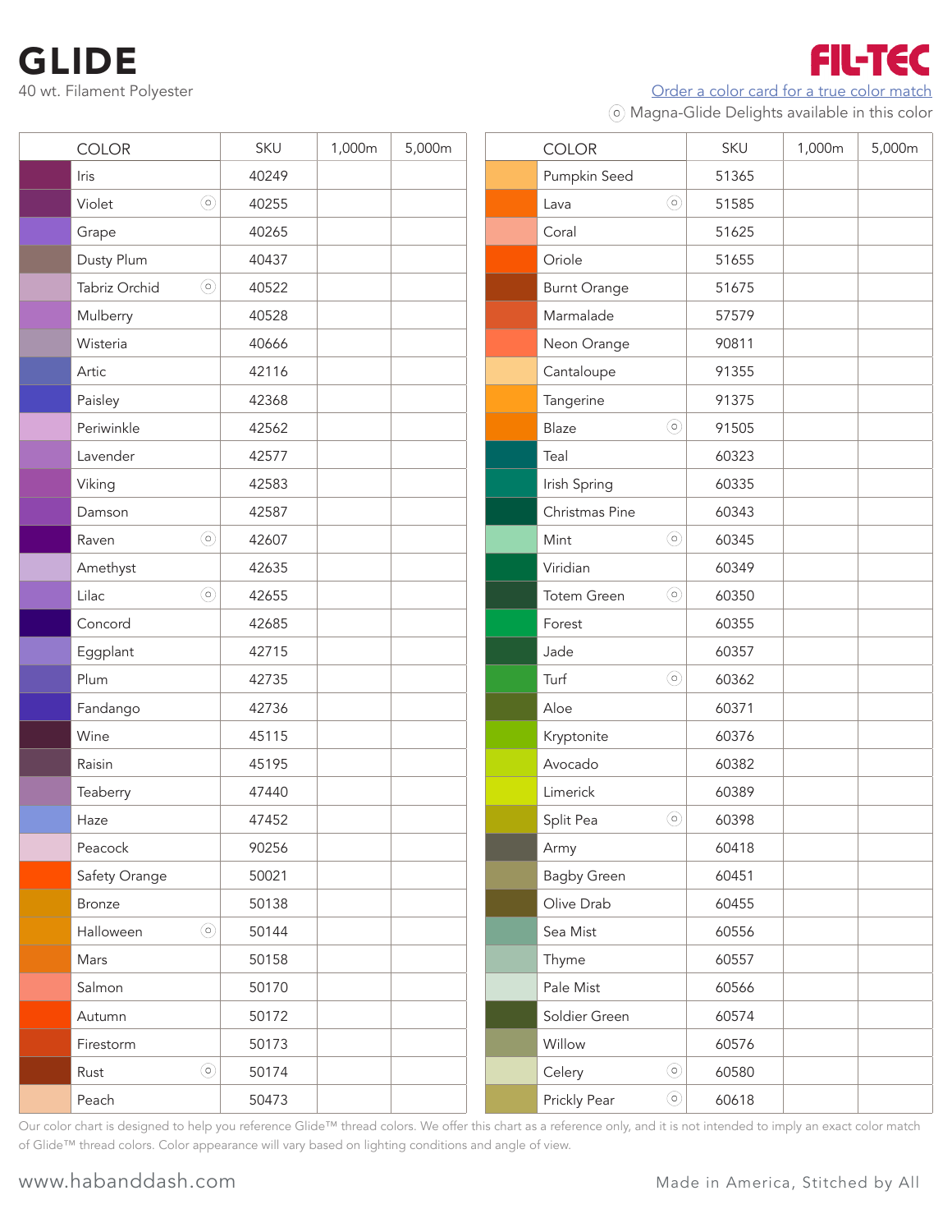# GLIDE

40 wt. Filament Polyester

**FIL-TEC**

Order a color card for a true color match

⊙ Magna-Glide Delights available in this color

| COLOR | SKU | 1,000m | 5,000m |
|---|---|---|---|
| Iris | 40249 | | |
| Violet ⊙ | 40255 | | |
| Grape | 40265 | | |
| Dusty Plum | 40437 | | |
| Tabriz Orchid ⊙ | 40522 | | |
| Mulberry | 40528 | | |
| Wisteria | 40666 | | |
| Artic | 42116 | | |
| Paisley | 42368 | | |
| Periwinkle | 42562 | | |
| Lavender | 42577 | | |
| Viking | 42583 | | |
| Damson | 42587 | | |
| Raven ⊙ | 42607 | | |
| Amethyst | 42635 | | |
| Lilac ⊙ | 42655 | | |
| Concord | 42685 | | |
| Eggplant | 42715 | | |
| Plum | 42735 | | |
| Fandango | 42736 | | |
| Wine | 45115 | | |
| Raisin | 45195 | | |
| Teaberry | 47440 | | |
| Haze | 47452 | | |
| Peacock | 90256 | | |
| Safety Orange | 50021 | | |
| Bronze | 50138 | | |
| Halloween ⊙ | 50144 | | |
| Mars | 50158 | | |
| Salmon | 50170 | | |
| Autumn | 50172 | | |
| Firestorm | 50173 | | |
| Rust ⊙ | 50174 | | |
| Peach | 50473 | | |

| COLOR | SKU | 1,000m | 5,000m |
|---|---|---|---|
| Pumpkin Seed | 51365 | | |
| Lava ⊙ | 51585 | | |
| Coral | 51625 | | |
| Oriole | 51655 | | |
| Burnt Orange | 51675 | | |
| Marmalade | 57579 | | |
| Neon Orange | 90811 | | |
| Cantaloupe | 91355 | | |
| Tangerine | 91375 | | |
| Blaze ⊙ | 91505 | | |
| Teal | 60323 | | |
| Irish Spring | 60335 | | |
| Christmas Pine | 60343 | | |
| Mint ⊙ | 60345 | | |
| Viridian | 60349 | | |
| Totem Green ⊙ | 60350 | | |
| Forest | 60355 | | |
| Jade | 60357 | | |
| Turf ⊙ | 60362 | | |
| Aloe | 60371 | | |
| Kryptonite | 60376 | | |
| Avocado | 60382 | | |
| Limerick | 60389 | | |
| Split Pea ⊙ | 60398 | | |
| Army | 60418 | | |
| Bagby Green | 60451 | | |
| Olive Drab | 60455 | | |
| Sea Mist | 60556 | | |
| Thyme | 60557 | | |
| Pale Mist | 60566 | | |
| Soldier Green | 60574 | | |
| Willow | 60576 | | |
| Celery ⊙ | 60580 | | |
| Prickly Pear ⊙ | 60618 | | |

Our color chart is designed to help you reference Glide™ thread colors. We offer this chart as a reference only, and it is not intended to imply an exact color match of Glide™ thread colors. Color appearance will vary based on lighting conditions and angle of view.

www.habanddash.com

Made in America, Stitched by All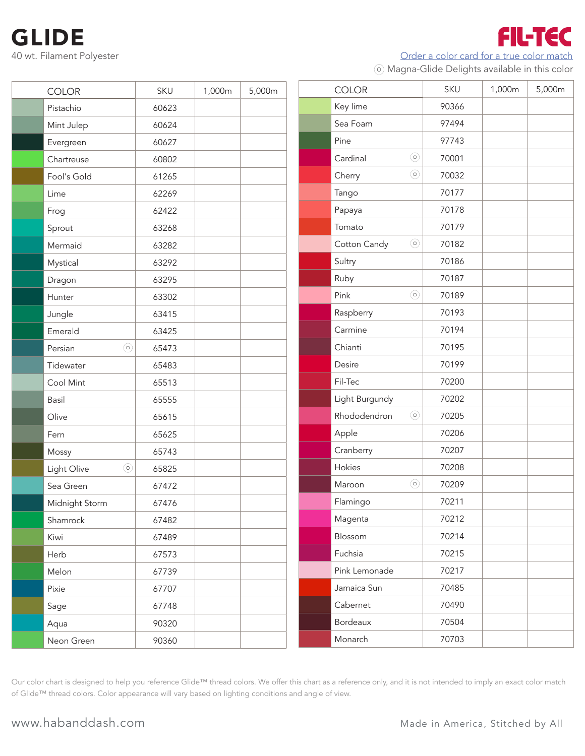# GLIDE

40 wt. Filament Polyester

FIL-TEC

Order a color card for a true color match

⊙ Magna-Glide Delights available in this color

| COLOR | SKU | 1,000m | 5,000m |
|---|---|---|---|
| Pistachio | 60623 | | |
| Mint Julep | 60624 | | |
| Evergreen | 60627 | | |
| Chartreuse | 60802 | | |
| Fool's Gold | 61265 | | |
| Lime | 62269 | | |
| Frog | 62422 | | |
| Sprout | 63268 | | |
| Mermaid | 63282 | | |
| Mystical | 63292 | | |
| Dragon | 63295 | | |
| Hunter | 63302 | | |
| Jungle | 63415 | | |
| Emerald | 63425 | | |
| Persian ⊙ | 65473 | | |
| Tidewater | 65483 | | |
| Cool Mint | 65513 | | |
| Basil | 65555 | | |
| Olive | 65615 | | |
| Fern | 65625 | | |
| Mossy | 65743 | | |
| Light Olive ⊙ | 65825 | | |
| Sea Green | 67472 | | |
| Midnight Storm | 67476 | | |
| Shamrock | 67482 | | |
| Kiwi | 67489 | | |
| Herb | 67573 | | |
| Melon | 67739 | | |
| Pixie | 67707 | | |
| Sage | 67748 | | |
| Aqua | 90320 | | |
| Neon Green | 90360 | | |

| COLOR | SKU | 1,000m | 5,000m |
|---|---|---|---|
| Key lime | 90366 | | |
| Sea Foam | 97494 | | |
| Pine | 97743 | | |
| Cardinal ⊙ | 70001 | | |
| Cherry ⊙ | 70032 | | |
| Tango | 70177 | | |
| Papaya | 70178 | | |
| Tomato | 70179 | | |
| Cotton Candy ⊙ | 70182 | | |
| Sultry | 70186 | | |
| Ruby | 70187 | | |
| Pink ⊙ | 70189 | | |
| Raspberry | 70193 | | |
| Carmine | 70194 | | |
| Chianti | 70195 | | |
| Desire | 70199 | | |
| Fil-Tec | 70200 | | |
| Light Burgundy | 70202 | | |
| Rhododendron ⊙ | 70205 | | |
| Apple | 70206 | | |
| Cranberry | 70207 | | |
| Hokies | 70208 | | |
| Maroon ⊙ | 70209 | | |
| Flamingo | 70211 | | |
| Magenta | 70212 | | |
| Blossom | 70214 | | |
| Fuchsia | 70215 | | |
| Pink Lemonade | 70217 | | |
| Jamaica Sun | 70485 | | |
| Cabernet | 70490 | | |
| Bordeaux | 70504 | | |
| Monarch | 70703 | | |

Our color chart is designed to help you reference Glide™ thread colors. We offer this chart as a reference only, and it is not intended to imply an exact color match of Glide™ thread colors. Color appearance will vary based on lighting conditions and angle of view.

www.habanddash.com

Made in America, Stitched by All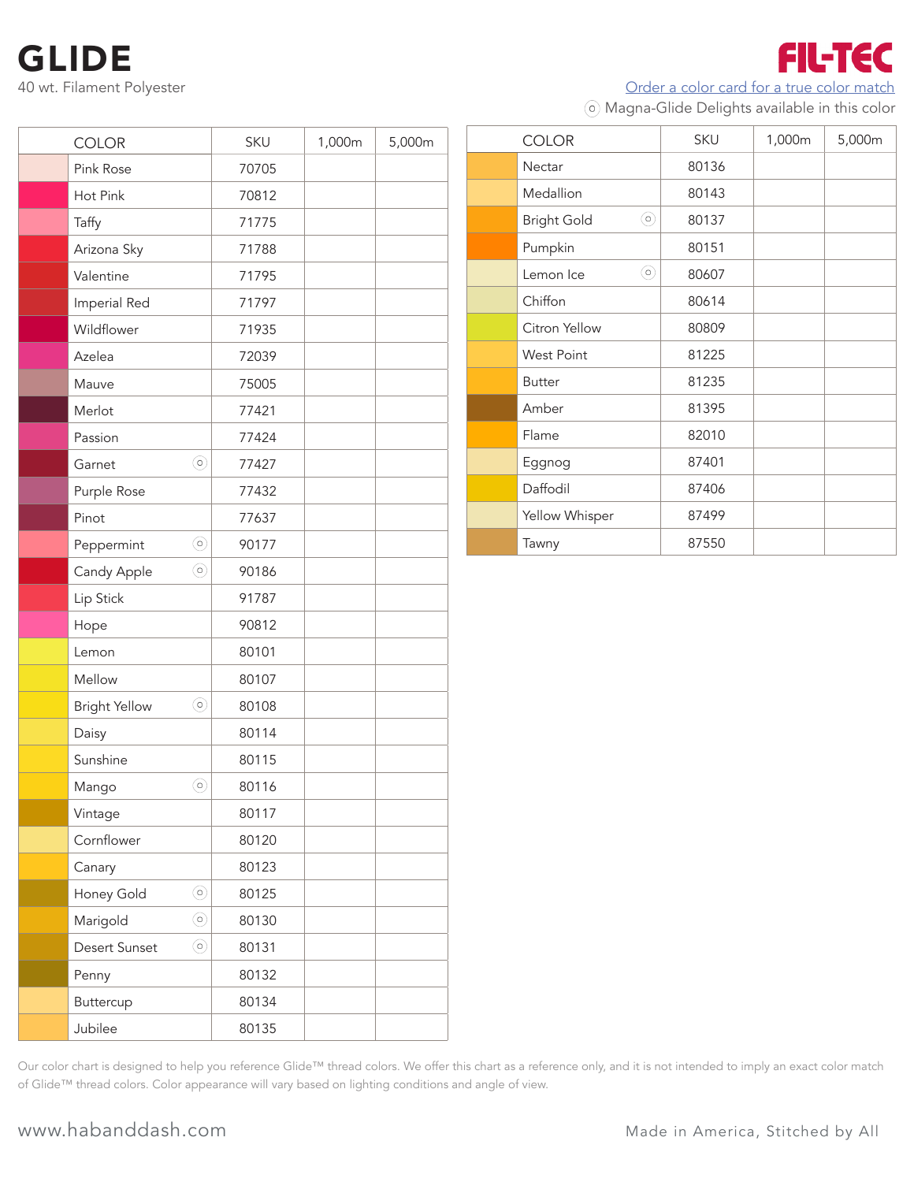# GLIDE

40 wt. Filament Polyester

FIL-TEC

Order a color card for a true color match

⦾ Magna-Glide Delights available in this color

| COLOR | SKU | 1,000m | 5,000m |
|---|---|---|---|
| Pink Rose | 70705 | | |
| Hot Pink | 70812 | | |
| Taffy | 71775 | | |
| Arizona Sky | 71788 | | |
| Valentine | 71795 | | |
| Imperial Red | 71797 | | |
| Wildflower | 71935 | | |
| Azelea | 72039 | | |
| Mauve | 75005 | | |
| Merlot | 77421 | | |
| Passion | 77424 | | |
| Garnet ⦾ | 77427 | | |
| Purple Rose | 77432 | | |
| Pinot | 77637 | | |
| Peppermint ⦾ | 90177 | | |
| Candy Apple ⦾ | 90186 | | |
| Lip Stick | 91787 | | |
| Hope | 90812 | | |
| Lemon | 80101 | | |
| Mellow | 80107 | | |
| Bright Yellow ⦾ | 80108 | | |
| Daisy | 80114 | | |
| Sunshine | 80115 | | |
| Mango ⦾ | 80116 | | |
| Vintage | 80117 | | |
| Cornflower | 80120 | | |
| Canary | 80123 | | |
| Honey Gold ⦾ | 80125 | | |
| Marigold ⦾ | 80130 | | |
| Desert Sunset ⦾ | 80131 | | |
| Penny | 80132 | | |
| Buttercup | 80134 | | |
| Jubilee | 80135 | | |
| Nectar | 80136 | | |
| Medallion | 80143 | | |
| Bright Gold ⦾ | 80137 | | |
| Pumpkin | 80151 | | |
| Lemon Ice ⦾ | 80607 | | |
| Chiffon | 80614 | | |
| Citron Yellow | 80809 | | |
| West Point | 81225 | | |
| Butter | 81235 | | |
| Amber | 81395 | | |
| Flame | 82010 | | |
| Eggnog | 87401 | | |
| Daffodil | 87406 | | |
| Yellow Whisper | 87499 | | |
| Tawny | 87550 | | |

Our color chart is designed to help you reference Glide™ thread colors. We offer this chart as a reference only, and it is not intended to imply an exact color match of Glide™ thread colors. Color appearance will vary based on lighting conditions and angle of view.

www.habanddash.com

Made in America, Stitched by All